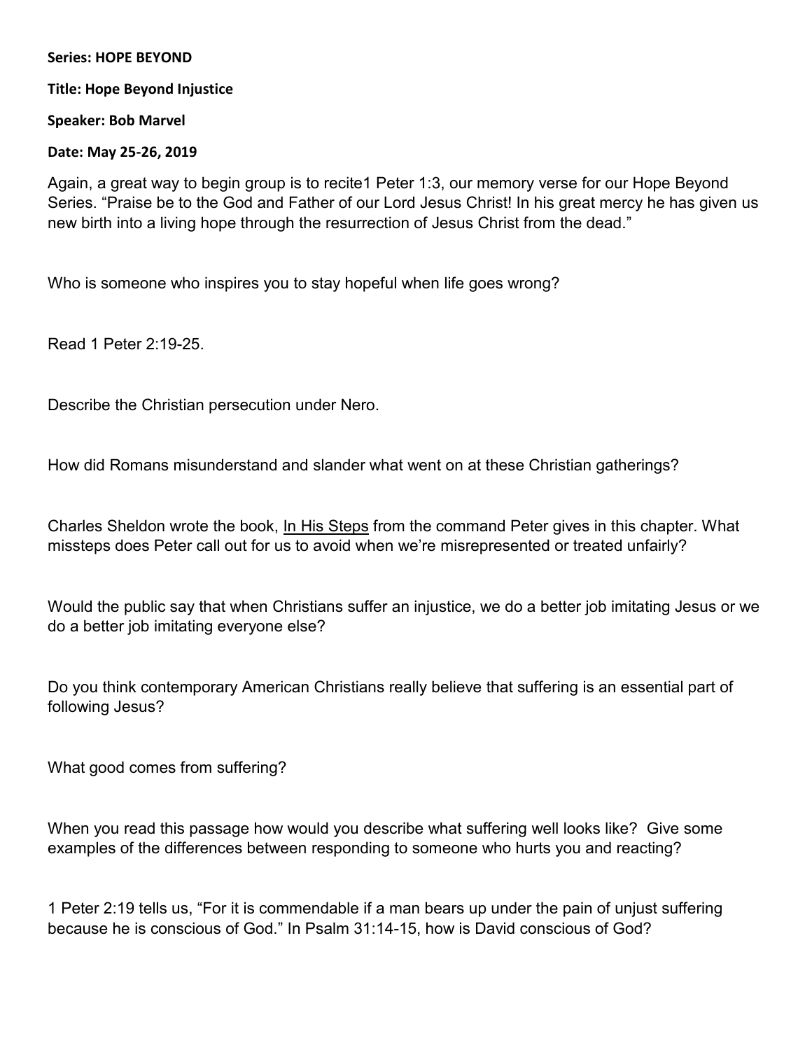**Series: HOPE BEYOND**

**Title: Hope Beyond Injustice**

**Speaker: Bob Marvel**

**Date: May 25-26, 2019**

Again, a great way to begin group is to recite1 Peter 1:3, our memory verse for our Hope Beyond Series. "Praise be to the God and Father of our Lord Jesus Christ! In his great mercy he has given us new birth into a living hope through the resurrection of Jesus Christ from the dead."

Who is someone who inspires you to stay hopeful when life goes wrong?

Read 1 Peter 2:19-25.

Describe the Christian persecution under Nero.

How did Romans misunderstand and slander what went on at these Christian gatherings?

Charles Sheldon wrote the book, In His Steps from the command Peter gives in this chapter. What missteps does Peter call out for us to avoid when we're misrepresented or treated unfairly?

Would the public say that when Christians suffer an injustice, we do a better job imitating Jesus or we do a better job imitating everyone else?

Do you think contemporary American Christians really believe that suffering is an essential part of following Jesus?

What good comes from suffering?

When you read this passage how would you describe what suffering well looks like? Give some examples of the differences between responding to someone who hurts you and reacting?

1 Peter 2:19 tells us, "For it is commendable if a man bears up under the pain of unjust suffering because he is conscious of God." In Psalm 31:14-15, how is David conscious of God?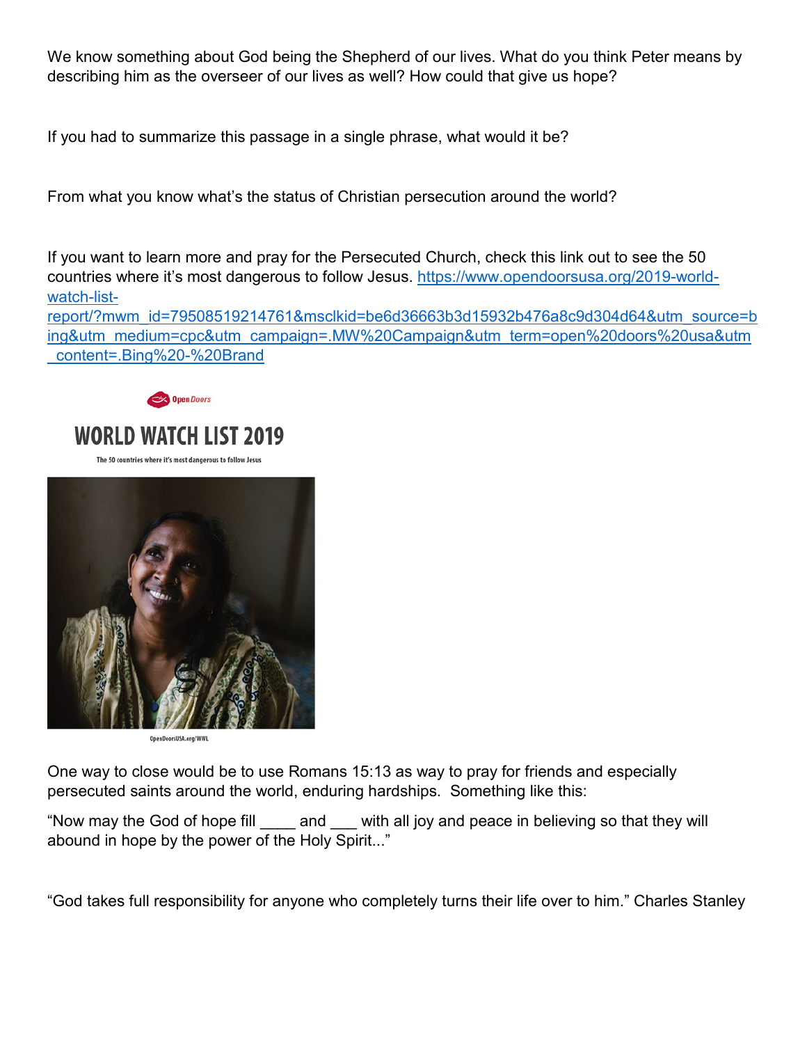We know something about God being the Shepherd of our lives. What do you think Peter means by describing him as the overseer of our lives as well? How could that give us hope?

If you had to summarize this passage in a single phrase, what would it be?

From what you know what's the status of Christian persecution around the world?

If you want to learn more and pray for the Persecuted Church, check this link out to see the 50 countries where it's most dangerous to follow Jesus. https://www.opendoorsusa.org/2019-world-watch-list-report/?mwm_id=79508519214761&msclkid=be6d36663b3d15932b476a8c9d304d64&utm_source=bing&utm_medium=cpc&utm_campaign=.MW%20Campaign&utm_term=open%20doors%20usa&utm_content=.Bing%20-%20Brand

Open Doors

WORLD WATCH LIST 2019

The 50 countries where it's most dangerous to follow Jesus

OpenDoorsUSA.org/WWL

One way to close would be to use Romans 15:13 as way to pray for friends and especially persecuted saints around the world, enduring hardships. Something like this:

"Now may the God of hope fill ____ and ___ with all joy and peace in believing so that they will abound in hope by the power of the Holy Spirit..."

"God takes full responsibility for anyone who completely turns their life over to him." Charles Stanley